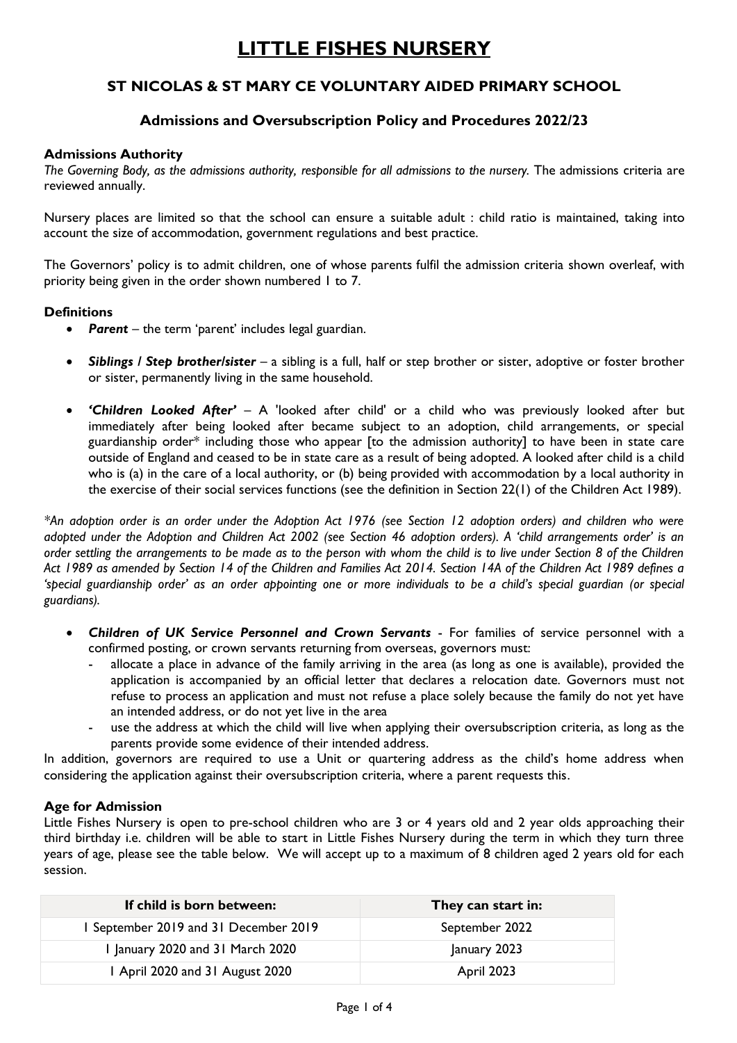# LITTLE FISHES NURSERY

## ST NICOLAS & ST MARY CE VOLUNTARY AIDED PRIMARY SCHOOL

### Admissions and Oversubscription Policy and Procedures 2022/23

**Admissions Authority**

*The Governing Body, as the admissions authority, responsible for all admissions to the nursery.* The admissions criteria are reviewed annually.

Nursery places are limited so that the school can ensure a suitable adult : child ratio is maintained, taking into account the size of accommodation, government regulations and best practice.

The Governors' policy is to admit children, one of whose parents fulfil the admission criteria shown overleaf, with priority being given in the order shown numbered 1 to 7.

**Definitions**

- ***Parent*** – the term 'parent' includes legal guardian.
- ***Siblings / Step brother/sister*** – a sibling is a full, half or step brother or sister, adoptive or foster brother or sister, permanently living in the same household.
- ***'Children Looked After'*** – A 'looked after child' or a child who was previously looked after but immediately after being looked after became subject to an adoption, child arrangements, or special guardianship order* including those who appear [to the admission authority] to have been in state care outside of England and ceased to be in state care as a result of being adopted. A looked after child is a child who is (a) in the care of a local authority, or (b) being provided with accommodation by a local authority in the exercise of their social services functions (see the definition in Section 22(1) of the Children Act 1989).

*\*An adoption order is an order under the Adoption Act 1976 (see Section 12 adoption orders) and children who were adopted under the Adoption and Children Act 2002 (see Section 46 adoption orders). A 'child arrangements order' is an order settling the arrangements to be made as to the person with whom the child is to live under Section 8 of the Children Act 1989 as amended by Section 14 of the Children and Families Act 2014. Section 14A of the Children Act 1989 defines a 'special guardianship order' as an order appointing one or more individuals to be a child's special guardian (or special guardians).*

- ***Children of UK Service Personnel and Crown Servants*** - For families of service personnel with a confirmed posting, or crown servants returning from overseas, governors must:
  - allocate a place in advance of the family arriving in the area (as long as one is available), provided the application is accompanied by an official letter that declares a relocation date. Governors must not refuse to process an application and must not refuse a place solely because the family do not yet have an intended address, or do not yet live in the area
  - use the address at which the child will live when applying their oversubscription criteria, as long as the parents provide some evidence of their intended address.

In addition, governors are required to use a Unit or quartering address as the child's home address when considering the application against their oversubscription criteria, where a parent requests this.

**Age for Admission**

Little Fishes Nursery is open to pre-school children who are 3 or 4 years old and 2 year olds approaching their third birthday i.e. children will be able to start in Little Fishes Nursery during the term in which they turn three years of age, please see the table below. We will accept up to a maximum of 8 children aged 2 years old for each session.

| If child is born between: | They can start in: |
|---|---|
| 1 September 2019 and 31 December 2019 | September 2022 |
| 1 January 2020 and 31 March 2020 | January 2023 |
| 1 April 2020 and 31 August 2020 | April 2023 |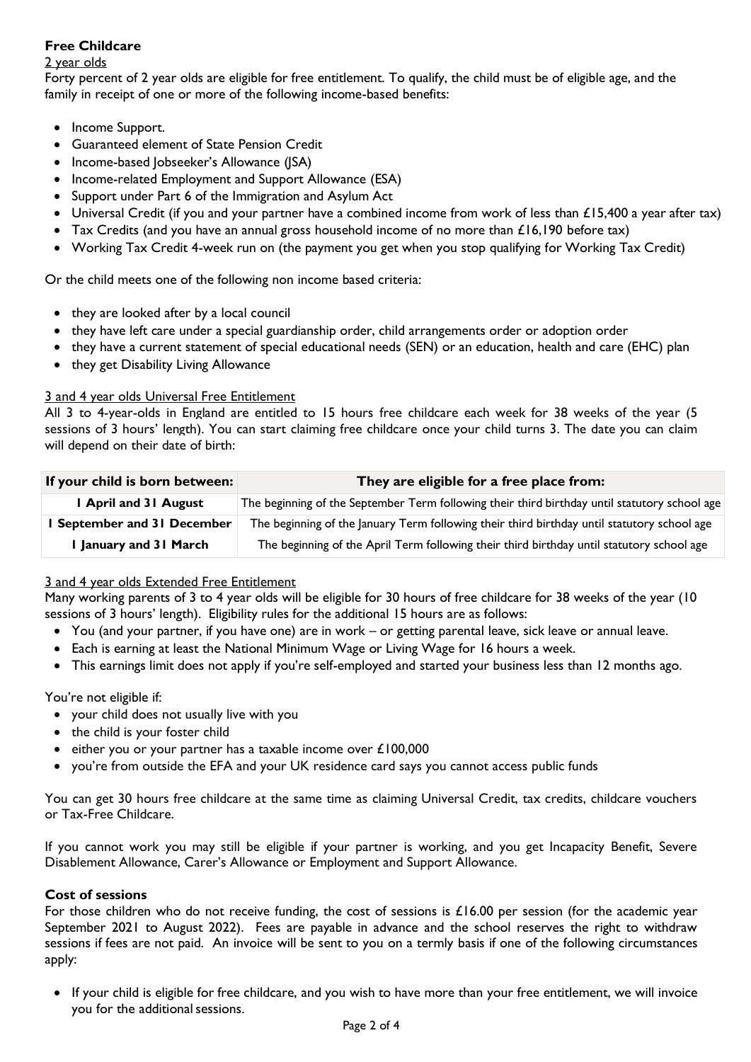**Free Childcare**

2 year olds

Forty percent of 2 year olds are eligible for free entitlement. To qualify, the child must be of eligible age, and the family in receipt of one or more of the following income-based benefits:

- Income Support.
- Guaranteed element of State Pension Credit
- Income-based Jobseeker's Allowance (JSA)
- Income-related Employment and Support Allowance (ESA)
- Support under Part 6 of the Immigration and Asylum Act
- Universal Credit (if you and your partner have a combined income from work of less than £15,400 a year after tax)
- Tax Credits (and you have an annual gross household income of no more than £16,190 before tax)
- Working Tax Credit 4-week run on (the payment you get when you stop qualifying for Working Tax Credit)

Or the child meets one of the following non income based criteria:

- they are looked after by a local council
- they have left care under a special guardianship order, child arrangements order or adoption order
- they have a current statement of special educational needs (SEN) or an education, health and care (EHC) plan
- they get Disability Living Allowance

3 and 4 year olds Universal Free Entitlement

All 3 to 4-year-olds in England are entitled to 15 hours free childcare each week for 38 weeks of the year (5 sessions of 3 hours' length). You can start claiming free childcare once your child turns 3. The date you can claim will depend on their date of birth:

| If your child is born between: | They are eligible for a free place from: |
|---|---|
| 1 April and 31 August | The beginning of the September Term following their third birthday until statutory school age |
| 1 September and 31 December | The beginning of the January Term following their third birthday until statutory school age |
| 1 January and 31 March | The beginning of the April Term following their third birthday until statutory school age |

3 and 4 year olds Extended Free Entitlement

Many working parents of 3 to 4 year olds will be eligible for 30 hours of free childcare for 38 weeks of the year (10 sessions of 3 hours' length). Eligibility rules for the additional 15 hours are as follows:

- You (and your partner, if you have one) are in work – or getting parental leave, sick leave or annual leave.
- Each is earning at least the National Minimum Wage or Living Wage for 16 hours a week.
- This earnings limit does not apply if you're self-employed and started your business less than 12 months ago.

You're not eligible if:

- your child does not usually live with you
- the child is your foster child
- either you or your partner has a taxable income over £100,000
- you're from outside the EFA and your UK residence card says you cannot access public funds

You can get 30 hours free childcare at the same time as claiming Universal Credit, tax credits, childcare vouchers or Tax-Free Childcare.

If you cannot work you may still be eligible if your partner is working, and you get Incapacity Benefit, Severe Disablement Allowance, Carer's Allowance or Employment and Support Allowance.

**Cost of sessions**

For those children who do not receive funding, the cost of sessions is £16.00 per session (for the academic year September 2021 to August 2022). Fees are payable in advance and the school reserves the right to withdraw sessions if fees are not paid. An invoice will be sent to you on a termly basis if one of the following circumstances apply:

- If your child is eligible for free childcare, and you wish to have more than your free entitlement, we will invoice you for the additional sessions.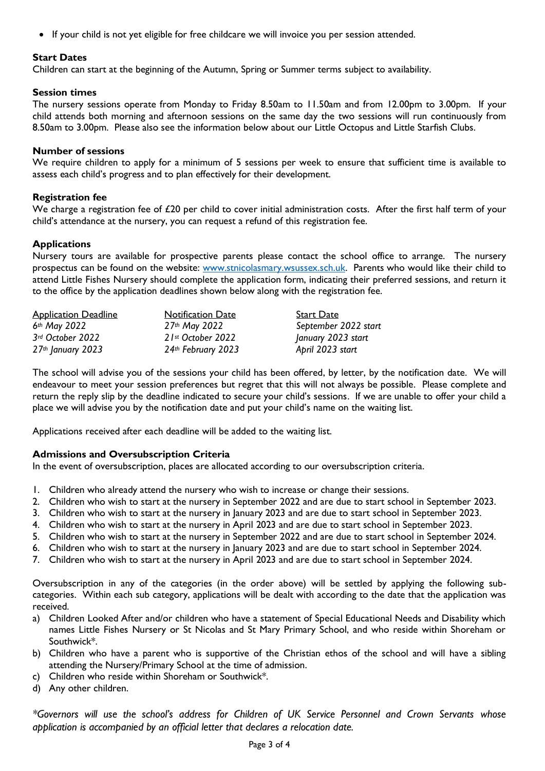- If your child is not yet eligible for free childcare we will invoice you per session attended.

### Start Dates

Children can start at the beginning of the Autumn, Spring or Summer terms subject to availability.

### Session times

The nursery sessions operate from Monday to Friday 8.50am to 11.50am and from 12.00pm to 3.00pm. If your child attends both morning and afternoon sessions on the same day the two sessions will run continuously from 8.50am to 3.00pm. Please also see the information below about our Little Octopus and Little Starfish Clubs.

### Number of sessions

We require children to apply for a minimum of 5 sessions per week to ensure that sufficient time is available to assess each child's progress and to plan effectively for their development.

### Registration fee

We charge a registration fee of £20 per child to cover initial administration costs. After the first half term of your child's attendance at the nursery, you can request a refund of this registration fee.

### Applications

Nursery tours are available for prospective parents please contact the school office to arrange. The nursery prospectus can be found on the website: www.stnicolasmary.wsussex.sch.uk. Parents who would like their child to attend Little Fishes Nursery should complete the application form, indicating their preferred sessions, and return it to the office by the application deadlines shown below along with the registration fee.

| Application Deadline | Notification Date | Start Date |
| --- | --- | --- |
| *6th May 2022* | *27th May 2022* | *September 2022 start* |
| *3rd October 2022* | *21st October 2022* | *January 2023 start* |
| *27th January 2023* | *24th February 2023* | *April 2023 start* |

The school will advise you of the sessions your child has been offered, by letter, by the notification date. We will endeavour to meet your session preferences but regret that this will not always be possible. Please complete and return the reply slip by the deadline indicated to secure your child's sessions. If we are unable to offer your child a place we will advise you by the notification date and put your child's name on the waiting list.

Applications received after each deadline will be added to the waiting list.

### Admissions and Oversubscription Criteria

In the event of oversubscription, places are allocated according to our oversubscription criteria.

1. Children who already attend the nursery who wish to increase or change their sessions.
2. Children who wish to start at the nursery in September 2022 and are due to start school in September 2023.
3. Children who wish to start at the nursery in January 2023 and are due to start school in September 2023.
4. Children who wish to start at the nursery in April 2023 and are due to start school in September 2023.
5. Children who wish to start at the nursery in September 2022 and are due to start school in September 2024.
6. Children who wish to start at the nursery in January 2023 and are due to start school in September 2024.
7. Children who wish to start at the nursery in April 2023 and are due to start school in September 2024.

Oversubscription in any of the categories (in the order above) will be settled by applying the following sub-categories. Within each sub category, applications will be dealt with according to the date that the application was received.

a) Children Looked After and/or children who have a statement of Special Educational Needs and Disability which names Little Fishes Nursery or St Nicolas and St Mary Primary School, and who reside within Shoreham or Southwick*.
b) Children who have a parent who is supportive of the Christian ethos of the school and will have a sibling attending the Nursery/Primary School at the time of admission.
c) Children who reside within Shoreham or Southwick*.
d) Any other children.

*\*Governors will use the school's address for Children of UK Service Personnel and Crown Servants whose application is accompanied by an official letter that declares a relocation date.*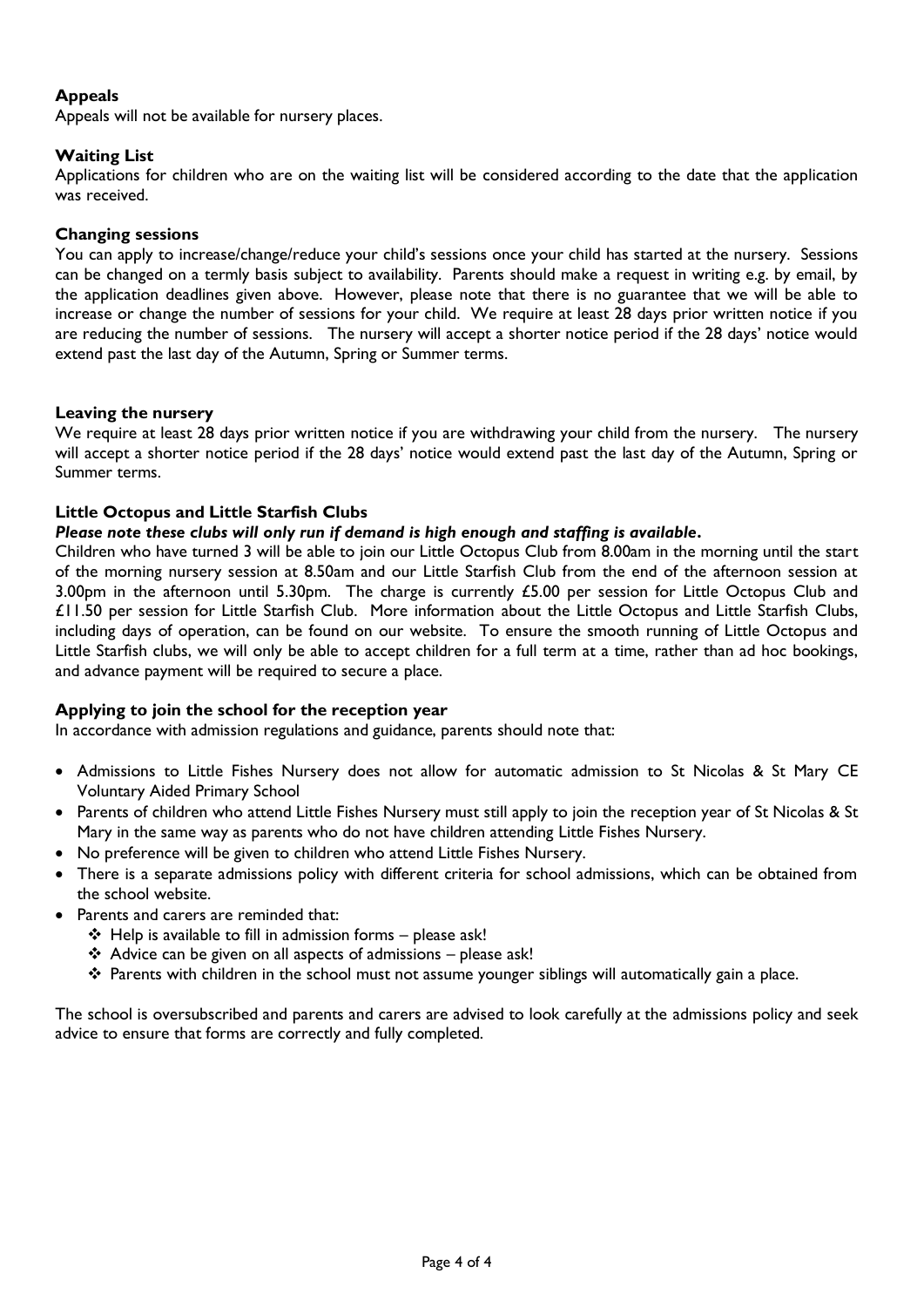### Appeals

Appeals will not be available for nursery places.

### Waiting List

Applications for children who are on the waiting list will be considered according to the date that the application was received.

### Changing sessions

You can apply to increase/change/reduce your child's sessions once your child has started at the nursery. Sessions can be changed on a termly basis subject to availability. Parents should make a request in writing e.g. by email, by the application deadlines given above. However, please note that there is no guarantee that we will be able to increase or change the number of sessions for your child. We require at least 28 days prior written notice if you are reducing the number of sessions. The nursery will accept a shorter notice period if the 28 days' notice would extend past the last day of the Autumn, Spring or Summer terms.

### Leaving the nursery

We require at least 28 days prior written notice if you are withdrawing your child from the nursery. The nursery will accept a shorter notice period if the 28 days' notice would extend past the last day of the Autumn, Spring or Summer terms.

### Little Octopus and Little Starfish Clubs

***Please note these clubs will only run if demand is high enough and staffing is available.***

Children who have turned 3 will be able to join our Little Octopus Club from 8.00am in the morning until the start of the morning nursery session at 8.50am and our Little Starfish Club from the end of the afternoon session at 3.00pm in the afternoon until 5.30pm. The charge is currently £5.00 per session for Little Octopus Club and £11.50 per session for Little Starfish Club. More information about the Little Octopus and Little Starfish Clubs, including days of operation, can be found on our website. To ensure the smooth running of Little Octopus and Little Starfish clubs, we will only be able to accept children for a full term at a time, rather than ad hoc bookings, and advance payment will be required to secure a place.

### Applying to join the school for the reception year

In accordance with admission regulations and guidance, parents should note that:

- Admissions to Little Fishes Nursery does not allow for automatic admission to St Nicolas & St Mary CE Voluntary Aided Primary School
- Parents of children who attend Little Fishes Nursery must still apply to join the reception year of St Nicolas & St Mary in the same way as parents who do not have children attending Little Fishes Nursery.
- No preference will be given to children who attend Little Fishes Nursery.
- There is a separate admissions policy with different criteria for school admissions, which can be obtained from the school website.
- Parents and carers are reminded that:
  - Help is available to fill in admission forms – please ask!
  - Advice can be given on all aspects of admissions – please ask!
  - Parents with children in the school must not assume younger siblings will automatically gain a place.

The school is oversubscribed and parents and carers are advised to look carefully at the admissions policy and seek advice to ensure that forms are correctly and fully completed.